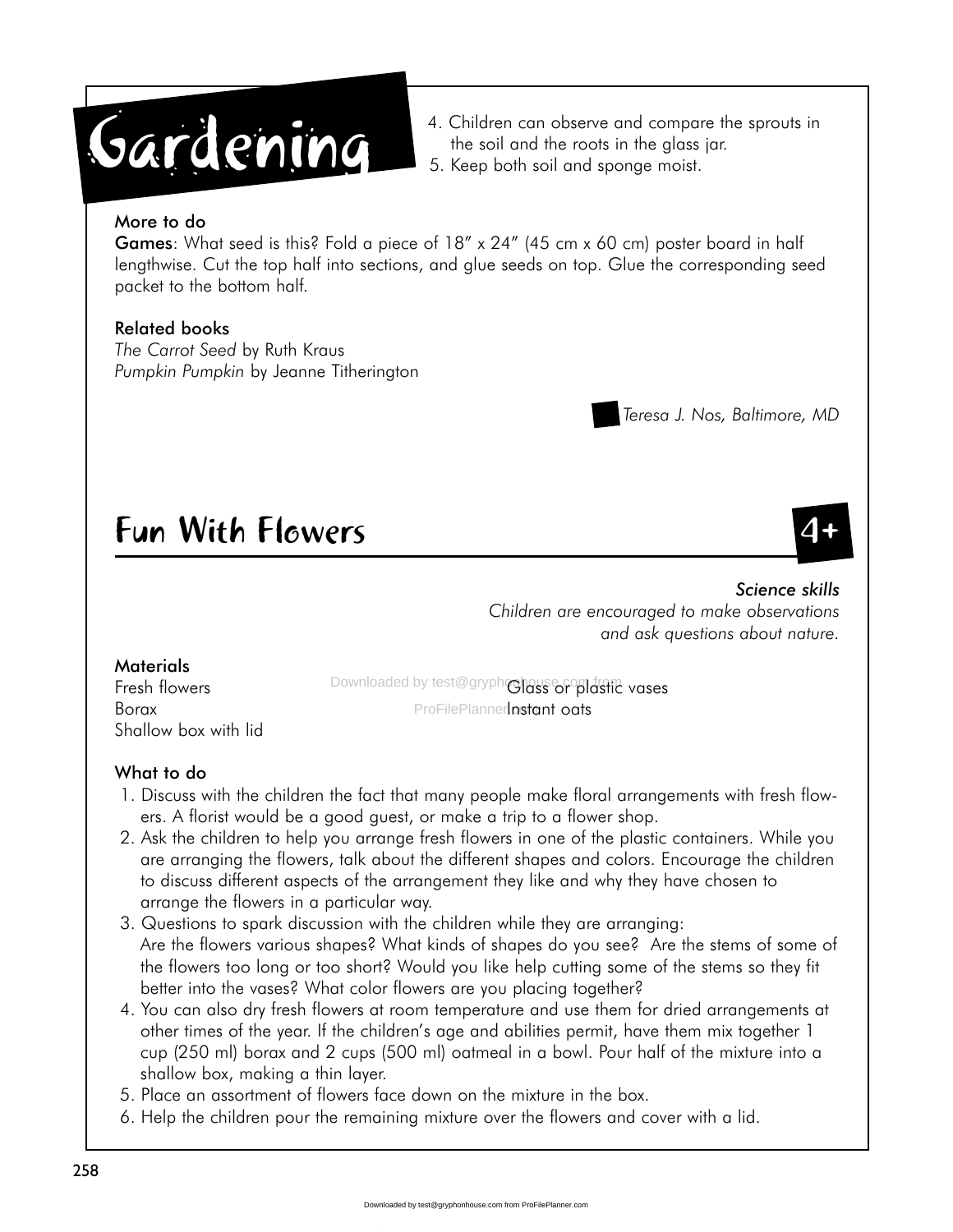# Gardening

4. Children can observe and compare the sprouts in the soil and the roots in the glass jar.
5. Keep both soil and sponge moist.

**More to do**

**Games**: What seed is this? Fold a piece of 18" x 24" (45 cm x 60 cm) poster board in half lengthwise. Cut the top half into sections, and glue seeds on top. Glue the corresponding seed packet to the bottom half.

**Related books**

*The Carrot Seed* by Ruth Kraus
*Pumpkin Pumpkin* by Jeanne Titherington

*Teresa J. Nos, Baltimore, MD*

## Fun With Flowers

4+

*Science skills*
*Children are encouraged to make observations and ask questions about nature.*

**Materials**

Fresh flowers
Borax
Shallow box with lid
Glass or plastic vases
Instant oats

**What to do**

1. Discuss with the children the fact that many people make floral arrangements with fresh flowers. A florist would be a good guest, or make a trip to a flower shop.
2. Ask the children to help you arrange fresh flowers in one of the plastic containers. While you are arranging the flowers, talk about the different shapes and colors. Encourage the children to discuss different aspects of the arrangement they like and why they have chosen to arrange the flowers in a particular way.
3. Questions to spark discussion with the children while they are arranging:
   Are the flowers various shapes? What kinds of shapes do you see? Are the stems of some of the flowers too long or too short? Would you like help cutting some of the stems so they fit better into the vases? What color flowers are you placing together?
4. You can also dry fresh flowers at room temperature and use them for dried arrangements at other times of the year. If the children's age and abilities permit, have them mix together 1 cup (250 ml) borax and 2 cups (500 ml) oatmeal in a bowl. Pour half of the mixture into a shallow box, making a thin layer.
5. Place an assortment of flowers face down on the mixture in the box.
6. Help the children pour the remaining mixture over the flowers and cover with a lid.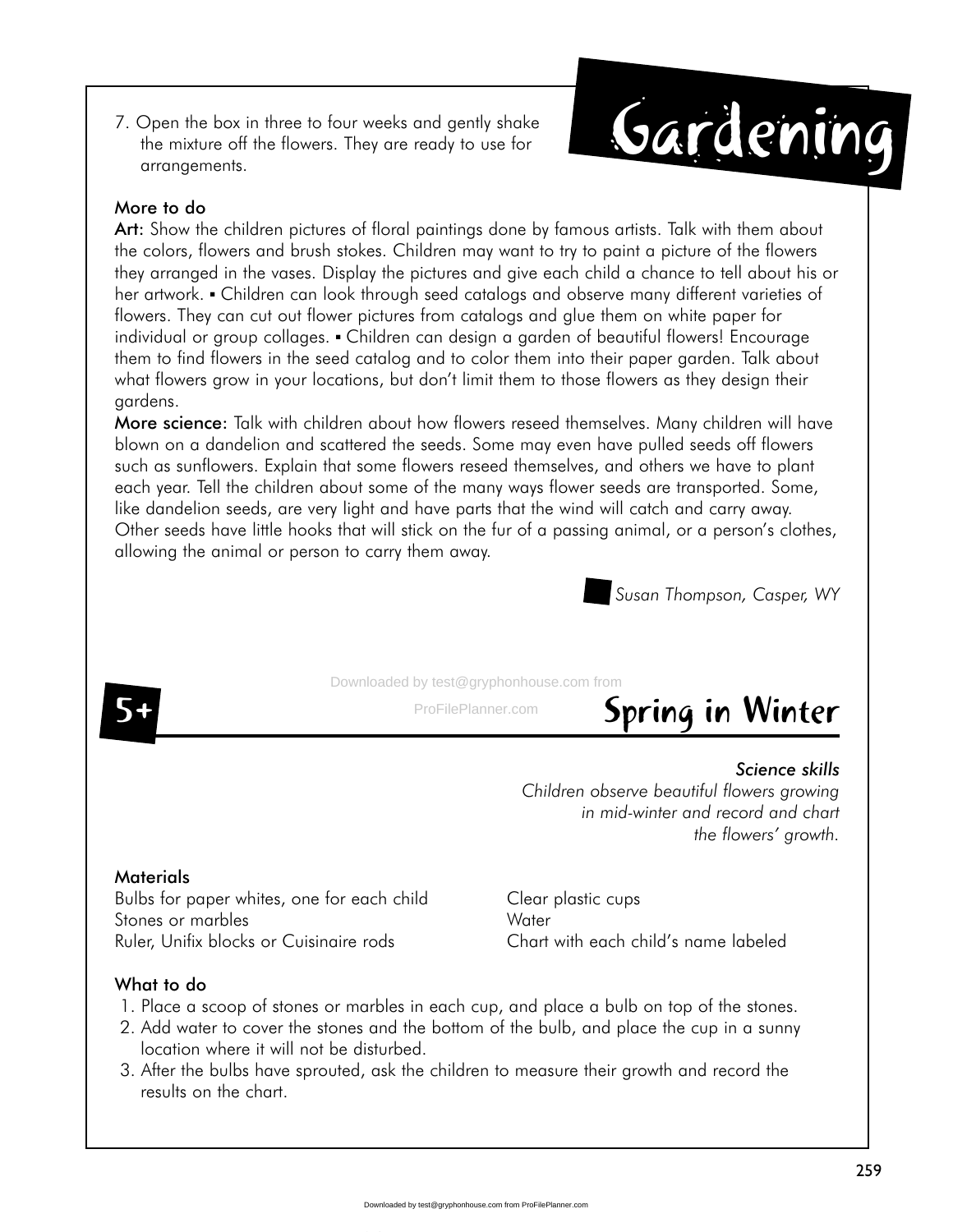7. Open the box in three to four weeks and gently shake the mixture off the flowers. They are ready to use for arrangements.

# Gardening

### More to do

**Art:** Show the children pictures of floral paintings done by famous artists. Talk with them about the colors, flowers and brush stokes. Children may want to try to paint a picture of the flowers they arranged in the vases. Display the pictures and give each child a chance to tell about his or her artwork. ▪ Children can look through seed catalogs and observe many different varieties of flowers. They can cut out flower pictures from catalogs and glue them on white paper for individual or group collages. ▪ Children can design a garden of beautiful flowers! Encourage them to find flowers in the seed catalog and to color them into their paper garden. Talk about what flowers grow in your locations, but don't limit them to those flowers as they design their gardens.

**More science:** Talk with children about how flowers reseed themselves. Many children will have blown on a dandelion and scattered the seeds. Some may even have pulled seeds off flowers such as sunflowers. Explain that some flowers reseed themselves, and others we have to plant each year. Tell the children about some of the many ways flower seeds are transported. Some, like dandelion seeds, are very light and have parts that the wind will catch and carry away. Other seeds have little hooks that will stick on the fur of a passing animal, or a person's clothes, allowing the animal or person to carry them away.

*Susan Thompson, Casper, WY*

5+

## Spring in Winter

*Science skills*

*Children observe beautiful flowers growing in mid-winter and record and chart the flowers' growth.*

### Materials

Bulbs for paper whites, one for each child
Stones or marbles
Ruler, Unifix blocks or Cuisinaire rods
Clear plastic cups
Water
Chart with each child's name labeled

### What to do

1. Place a scoop of stones or marbles in each cup, and place a bulb on top of the stones.
2. Add water to cover the stones and the bottom of the bulb, and place the cup in a sunny location where it will not be disturbed.
3. After the bulbs have sprouted, ask the children to measure their growth and record the results on the chart.